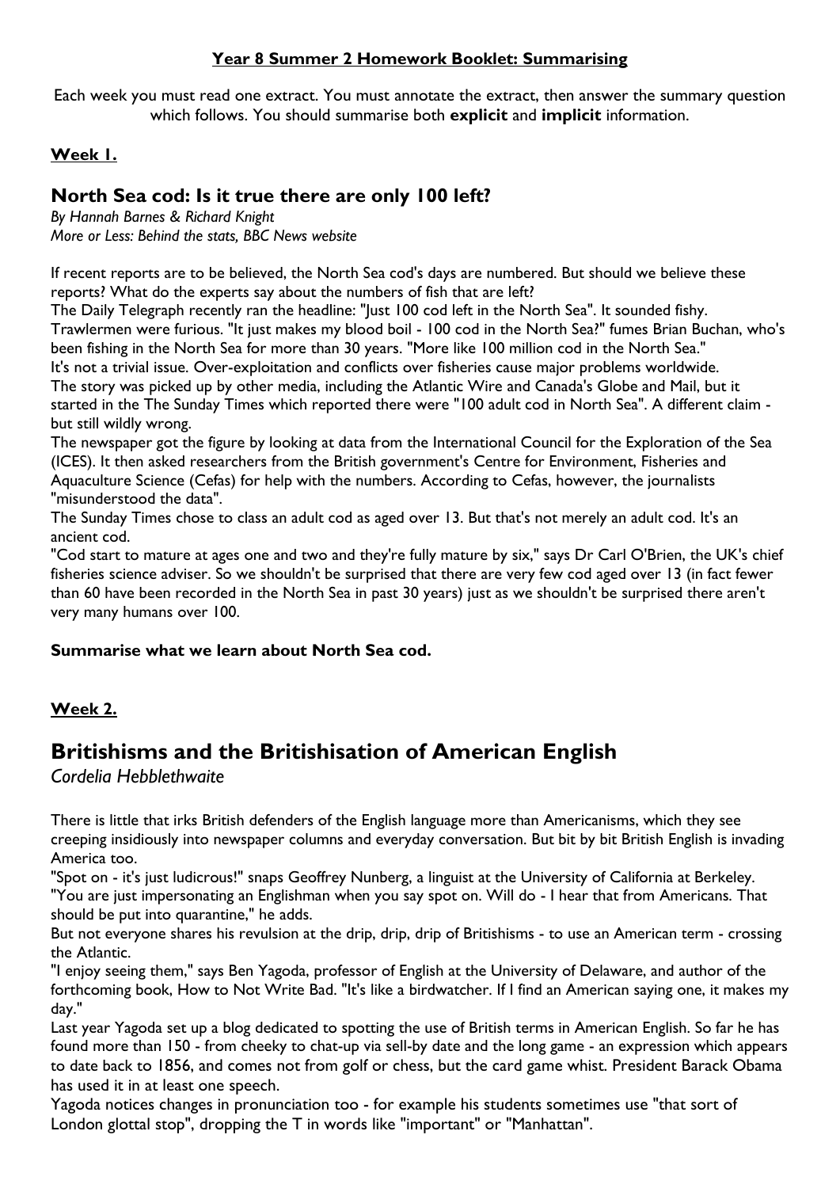# Year 8 Summer 2 Homework Booklet: Summarising

Each week you must read one extract. You must annotate the extract, then answer the summary question which follows. You should summarise both **explicit** and **implicit** information.

## Week 1.

### North Sea cod: Is it true there are only 100 left?

*By Hannah Barnes & Richard Knight*
*More or Less: Behind the stats, BBC News website*

If recent reports are to be believed, the North Sea cod's days are numbered. But should we believe these reports? What do the experts say about the numbers of fish that are left?
The Daily Telegraph recently ran the headline: "Just 100 cod left in the North Sea". It sounded fishy.
Trawlermen were furious. "It just makes my blood boil - 100 cod in the North Sea?" fumes Brian Buchan, who's been fishing in the North Sea for more than 30 years. "More like 100 million cod in the North Sea."
It's not a trivial issue. Over-exploitation and conflicts over fisheries cause major problems worldwide.
The story was picked up by other media, including the Atlantic Wire and Canada's Globe and Mail, but it started in the The Sunday Times which reported there were "100 adult cod in North Sea". A different claim - but still wildly wrong.
The newspaper got the figure by looking at data from the International Council for the Exploration of the Sea (ICES). It then asked researchers from the British government's Centre for Environment, Fisheries and Aquaculture Science (Cefas) for help with the numbers. According to Cefas, however, the journalists "misunderstood the data".
The Sunday Times chose to class an adult cod as aged over 13. But that's not merely an adult cod. It's an ancient cod.
"Cod start to mature at ages one and two and they're fully mature by six," says Dr Carl O'Brien, the UK's chief fisheries science adviser. So we shouldn't be surprised that there are very few cod aged over 13 (in fact fewer than 60 have been recorded in the North Sea in past 30 years) just as we shouldn't be surprised there aren't very many humans over 100.

**Summarise what we learn about North Sea cod.**

## Week 2.

# Britishisms and the Britishisation of American English

*Cordelia Hebblethwaite*

There is little that irks British defenders of the English language more than Americanisms, which they see creeping insidiously into newspaper columns and everyday conversation. But bit by bit British English is invading America too.
"Spot on - it's just ludicrous!" snaps Geoffrey Nunberg, a linguist at the University of California at Berkeley. "You are just impersonating an Englishman when you say spot on. Will do - I hear that from Americans. That should be put into quarantine," he adds.
But not everyone shares his revulsion at the drip, drip, drip of Britishisms - to use an American term - crossing the Atlantic.
"I enjoy seeing them," says Ben Yagoda, professor of English at the University of Delaware, and author of the forthcoming book, How to Not Write Bad. "It's like a birdwatcher. If I find an American saying one, it makes my day."
Last year Yagoda set up a blog dedicated to spotting the use of British terms in American English. So far he has found more than 150 - from cheeky to chat-up via sell-by date and the long game - an expression which appears to date back to 1856, and comes not from golf or chess, but the card game whist. President Barack Obama has used it in at least one speech.
Yagoda notices changes in pronunciation too - for example his students sometimes use "that sort of London glottal stop", dropping the T in words like "important" or "Manhattan".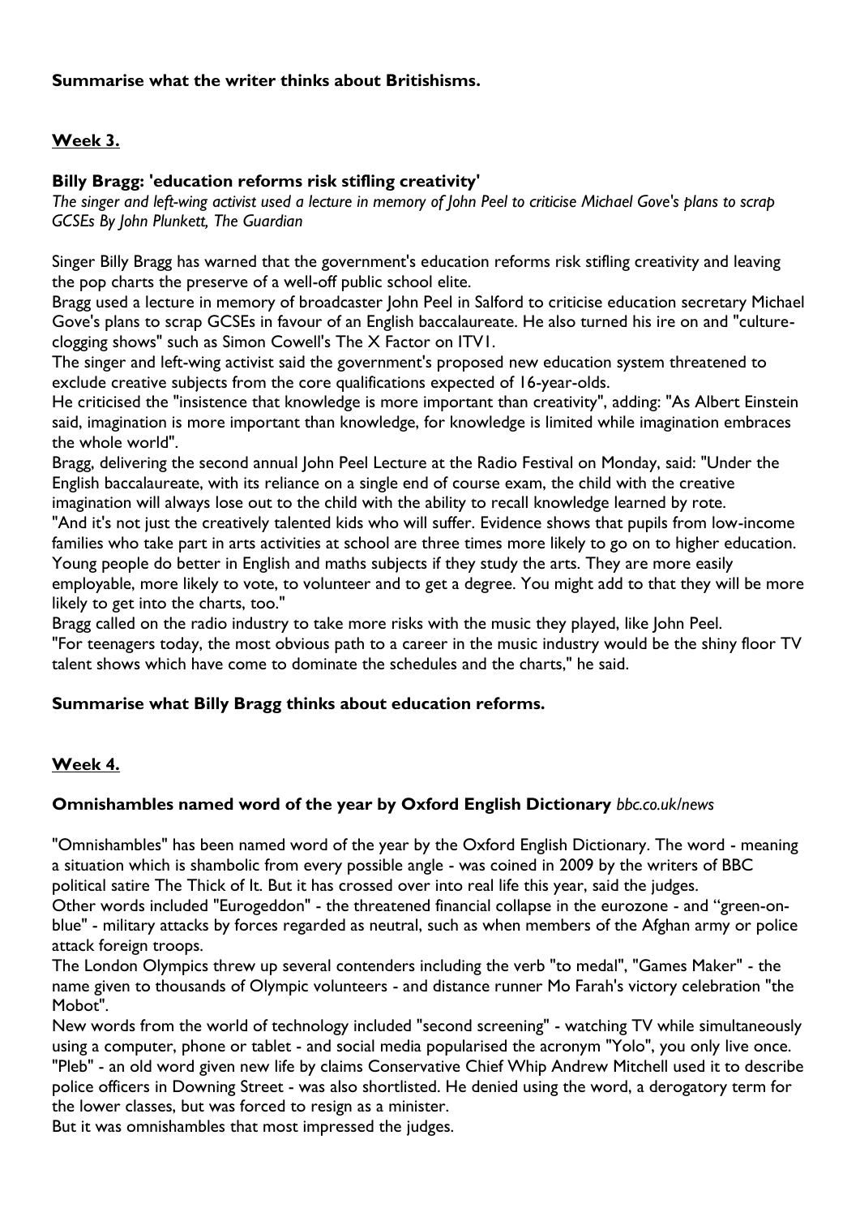**Summarise what the writer thinks about Britishisms.**

## Week 3.

### Billy Bragg: 'education reforms risk stifling creativity'

*The singer and left-wing activist used a lecture in memory of John Peel to criticise Michael Gove's plans to scrap GCSEs By John Plunkett, The Guardian*

Singer Billy Bragg has warned that the government's education reforms risk stifling creativity and leaving the pop charts the preserve of a well-off public school elite.

Bragg used a lecture in memory of broadcaster John Peel in Salford to criticise education secretary Michael Gove's plans to scrap GCSEs in favour of an English baccalaureate. He also turned his ire on and "culture-clogging shows" such as Simon Cowell's The X Factor on ITV1.

The singer and left-wing activist said the government's proposed new education system threatened to exclude creative subjects from the core qualifications expected of 16-year-olds.

He criticised the "insistence that knowledge is more important than creativity", adding: "As Albert Einstein said, imagination is more important than knowledge, for knowledge is limited while imagination embraces the whole world".

Bragg, delivering the second annual John Peel Lecture at the Radio Festival on Monday, said: "Under the English baccalaureate, with its reliance on a single end of course exam, the child with the creative imagination will always lose out to the child with the ability to recall knowledge learned by rote.

"And it's not just the creatively talented kids who will suffer. Evidence shows that pupils from low-income families who take part in arts activities at school are three times more likely to go on to higher education. Young people do better in English and maths subjects if they study the arts. They are more easily employable, more likely to vote, to volunteer and to get a degree. You might add to that they will be more likely to get into the charts, too."

Bragg called on the radio industry to take more risks with the music they played, like John Peel.

"For teenagers today, the most obvious path to a career in the music industry would be the shiny floor TV talent shows which have come to dominate the schedules and the charts," he said.

**Summarise what Billy Bragg thinks about education reforms.**

## Week 4.

### Omnishambles named word of the year by Oxford English Dictionary *bbc.co.uk/news*

"Omnishambles" has been named word of the year by the Oxford English Dictionary. The word - meaning a situation which is shambolic from every possible angle - was coined in 2009 by the writers of BBC political satire The Thick of It. But it has crossed over into real life this year, said the judges.

Other words included "Eurogeddon" - the threatened financial collapse in the eurozone - and "green-on-blue" - military attacks by forces regarded as neutral, such as when members of the Afghan army or police attack foreign troops.

The London Olympics threw up several contenders including the verb "to medal", "Games Maker" - the name given to thousands of Olympic volunteers - and distance runner Mo Farah's victory celebration "the Mobot".

New words from the world of technology included "second screening" - watching TV while simultaneously using a computer, phone or tablet - and social media popularised the acronym "Yolo", you only live once.

"Pleb" - an old word given new life by claims Conservative Chief Whip Andrew Mitchell used it to describe police officers in Downing Street - was also shortlisted. He denied using the word, a derogatory term for the lower classes, but was forced to resign as a minister.

But it was omnishambles that most impressed the judges.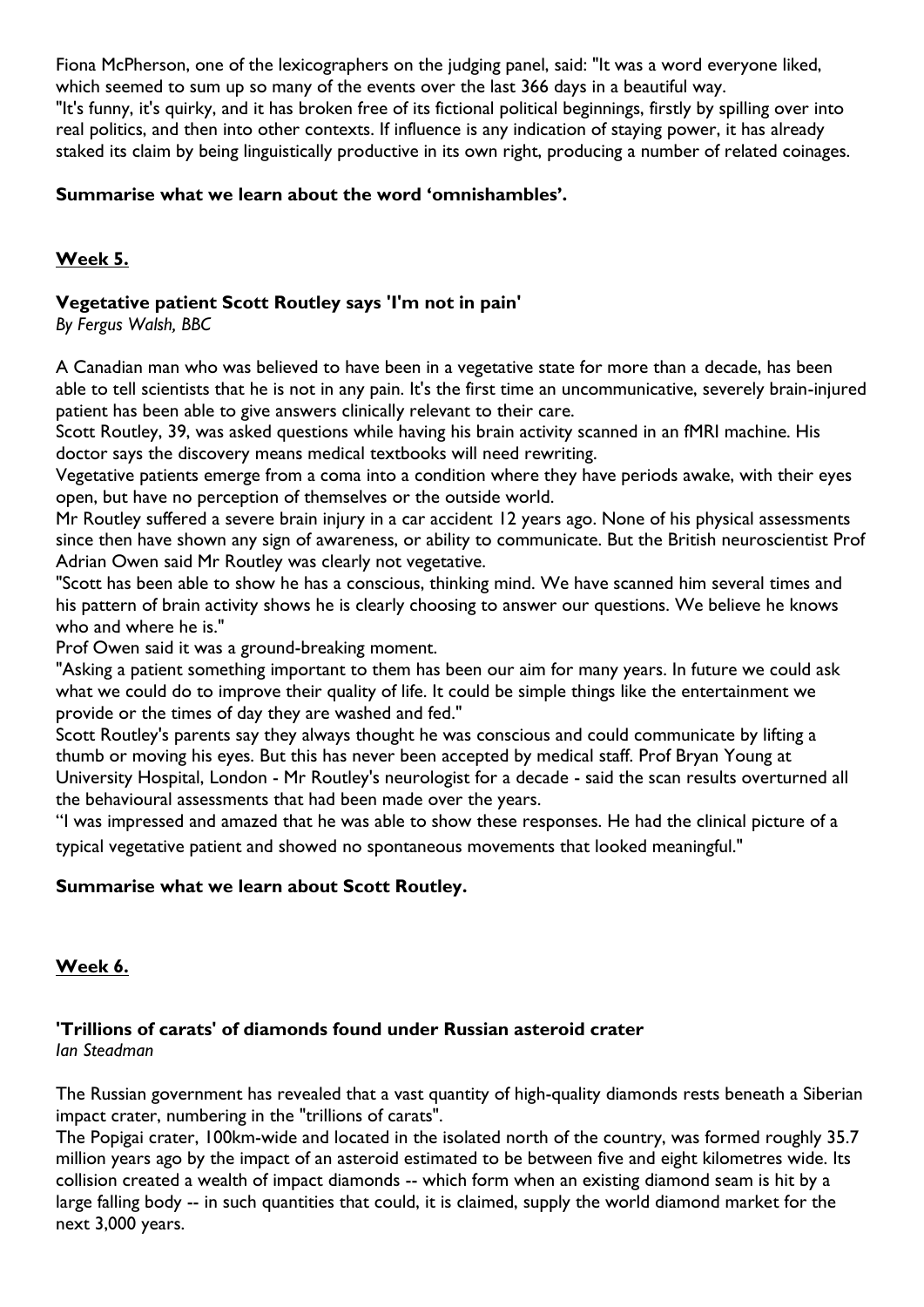Fiona McPherson, one of the lexicographers on the judging panel, said: "It was a word everyone liked, which seemed to sum up so many of the events over the last 366 days in a beautiful way.
"It's funny, it's quirky, and it has broken free of its fictional political beginnings, firstly by spilling over into real politics, and then into other contexts. If influence is any indication of staying power, it has already staked its claim by being linguistically productive in its own right, producing a number of related coinages.

**Summarise what we learn about the word 'omnishambles'.**

## Week 5.

### Vegetative patient Scott Routley says 'I'm not in pain'

*By Fergus Walsh, BBC*

A Canadian man who was believed to have been in a vegetative state for more than a decade, has been able to tell scientists that he is not in any pain. It's the first time an uncommunicative, severely brain-injured patient has been able to give answers clinically relevant to their care.
Scott Routley, 39, was asked questions while having his brain activity scanned in an fMRI machine. His doctor says the discovery means medical textbooks will need rewriting.
Vegetative patients emerge from a coma into a condition where they have periods awake, with their eyes open, but have no perception of themselves or the outside world.
Mr Routley suffered a severe brain injury in a car accident 12 years ago. None of his physical assessments since then have shown any sign of awareness, or ability to communicate. But the British neuroscientist Prof Adrian Owen said Mr Routley was clearly not vegetative.
"Scott has been able to show he has a conscious, thinking mind. We have scanned him several times and his pattern of brain activity shows he is clearly choosing to answer our questions. We believe he knows who and where he is."
Prof Owen said it was a ground-breaking moment.
"Asking a patient something important to them has been our aim for many years. In future we could ask what we could do to improve their quality of life. It could be simple things like the entertainment we provide or the times of day they are washed and fed."
Scott Routley's parents say they always thought he was conscious and could communicate by lifting a thumb or moving his eyes. But this has never been accepted by medical staff. Prof Bryan Young at University Hospital, London - Mr Routley's neurologist for a decade - said the scan results overturned all the behavioural assessments that had been made over the years.
"I was impressed and amazed that he was able to show these responses. He had the clinical picture of a typical vegetative patient and showed no spontaneous movements that looked meaningful."

**Summarise what we learn about Scott Routley.**

## Week 6.

### 'Trillions of carats' of diamonds found under Russian asteroid crater

*Ian Steadman*

The Russian government has revealed that a vast quantity of high-quality diamonds rests beneath a Siberian impact crater, numbering in the "trillions of carats".
The Popigai crater, 100km-wide and located in the isolated north of the country, was formed roughly 35.7 million years ago by the impact of an asteroid estimated to be between five and eight kilometres wide. Its collision created a wealth of impact diamonds -- which form when an existing diamond seam is hit by a large falling body -- in such quantities that could, it is claimed, supply the world diamond market for the next 3,000 years.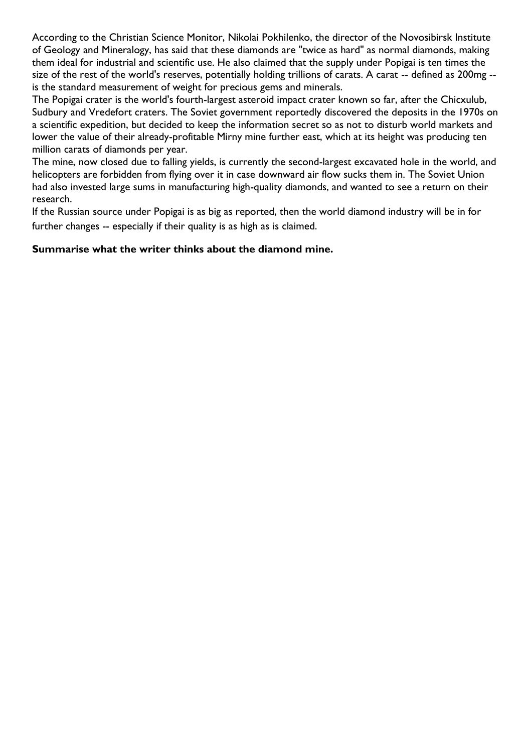According to the Christian Science Monitor, Nikolai Pokhilenko, the director of the Novosibirsk Institute of Geology and Mineralogy, has said that these diamonds are "twice as hard" as normal diamonds, making them ideal for industrial and scientific use. He also claimed that the supply under Popigai is ten times the size of the rest of the world's reserves, potentially holding trillions of carats. A carat -- defined as 200mg -- is the standard measurement of weight for precious gems and minerals.

The Popigai crater is the world's fourth-largest asteroid impact crater known so far, after the Chicxulub, Sudbury and Vredefort craters. The Soviet government reportedly discovered the deposits in the 1970s on a scientific expedition, but decided to keep the information secret so as not to disturb world markets and lower the value of their already-profitable Mirny mine further east, which at its height was producing ten million carats of diamonds per year.

The mine, now closed due to falling yields, is currently the second-largest excavated hole in the world, and helicopters are forbidden from flying over it in case downward air flow sucks them in. The Soviet Union had also invested large sums in manufacturing high-quality diamonds, and wanted to see a return on their research.

If the Russian source under Popigai is as big as reported, then the world diamond industry will be in for further changes -- especially if their quality is as high as is claimed.

**Summarise what the writer thinks about the diamond mine.**